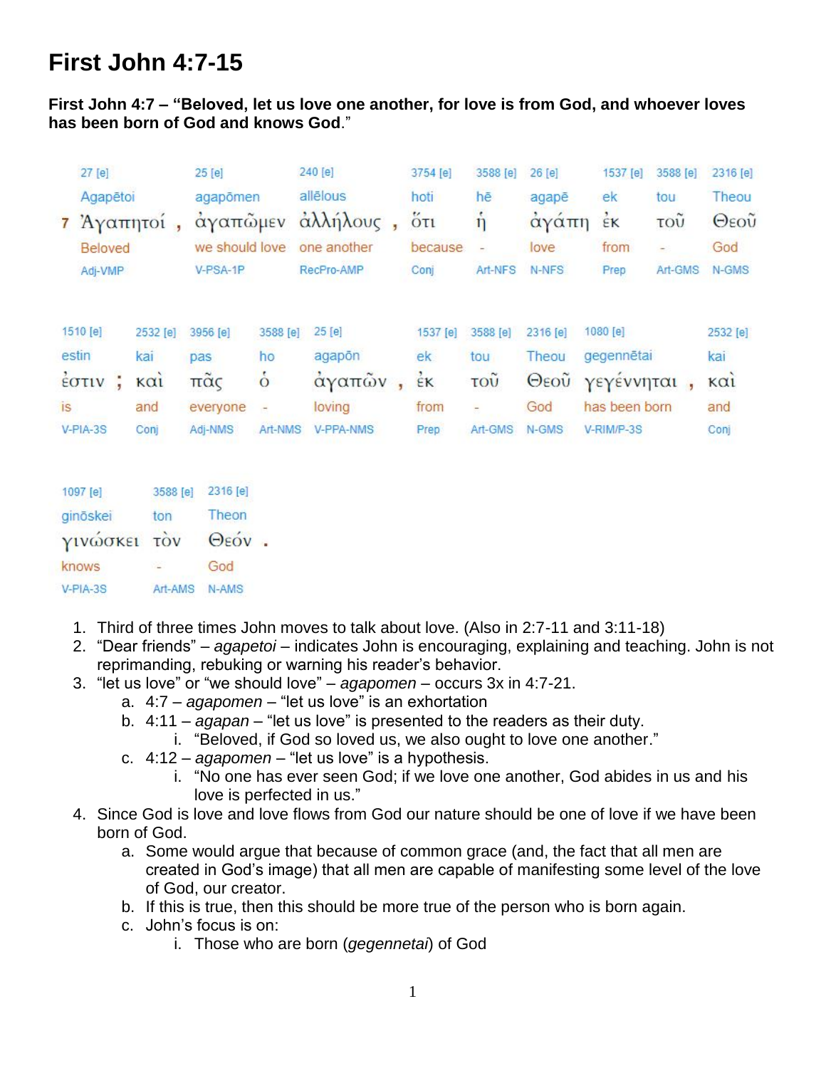# First John 4:7-15

**First John 4:7 – "Beloved, let us love one another, for love is from God, and whoever loves has been born of God and knows God**."

| 27 [e] | 25 [e] | 240 [e] | 3754 [e] | 3588 [e] | 26 [e] | 1537 [e] | 3588 [e] | 2316 [e] |
|---|---|---|---|---|---|---|---|---|
| Agapētoi | agapōmen | allēlous | hoti | hē | agapē | ek | tou | Theou |
| 7 Ἀγαπητοί , | ἀγαπῶμεν | ἀλλήλους , | ὅτι | ἡ | ἀγάπη | ἐκ | τοῦ | Θεοῦ |
| Beloved | we should love | one another | because | - | love | from | - | God |
| Adj-VMP | V-PSA-1P | RecPro-AMP | Conj | Art-NFS | N-NFS | Prep | Art-GMS | N-GMS |

| 1510 [e] | 2532 [e] | 3956 [e] | 3588 [e] | 25 [e] | 1537 [e] | 3588 [e] | 2316 [e] | 1080 [e] | 2532 [e] |
|---|---|---|---|---|---|---|---|---|---|
| estin | kai | pas | ho | agapōn | ek | tou | Theou | gegennētai | kai |
| ἐστιν ; | καὶ | πᾶς | ὁ | ἀγαπῶν , | ἐκ | τοῦ | Θεοῦ | γεγέννηται , | καὶ |
| is | and | everyone | - | loving | from | - | God | has been born | and |
| V-PIA-3S | Conj | Adj-NMS | Art-NMS | V-PPA-NMS | Prep | Art-GMS | N-GMS | V-RIM/P-3S | Conj |

| 1097 [e] | 3588 [e] | 2316 [e] |
|---|---|---|
| ginōskei | ton | Theon |
| γινώσκει | τὸν | Θεόν . |
| knows | - | God |
| V-PIA-3S | Art-AMS | N-AMS |

1. Third of three times John moves to talk about love. (Also in 2:7-11 and 3:11-18)
2. "Dear friends" – *agapetoi* – indicates John is encouraging, explaining and teaching. John is not reprimanding, rebuking or warning his reader's behavior.
3. "let us love" or "we should love" – *agapomen* – occurs 3x in 4:7-21.
   a. 4:7 – *agapomen* – "let us love" is an exhortation
   b. 4:11 – *agapan* – "let us love" is presented to the readers as their duty.
      i. "Beloved, if God so loved us, we also ought to love one another."
   c. 4:12 – *agapomen* – "let us love" is a hypothesis.
      i. "No one has ever seen God; if we love one another, God abides in us and his love is perfected in us."
4. Since God is love and love flows from God our nature should be one of love if we have been born of God.
   a. Some would argue that because of common grace (and, the fact that all men are created in God's image) that all men are capable of manifesting some level of the love of God, our creator.
   b. If this is true, then this should be more true of the person who is born again.
   c. John's focus is on:
      i. Those who are born (*gegennetai*) of God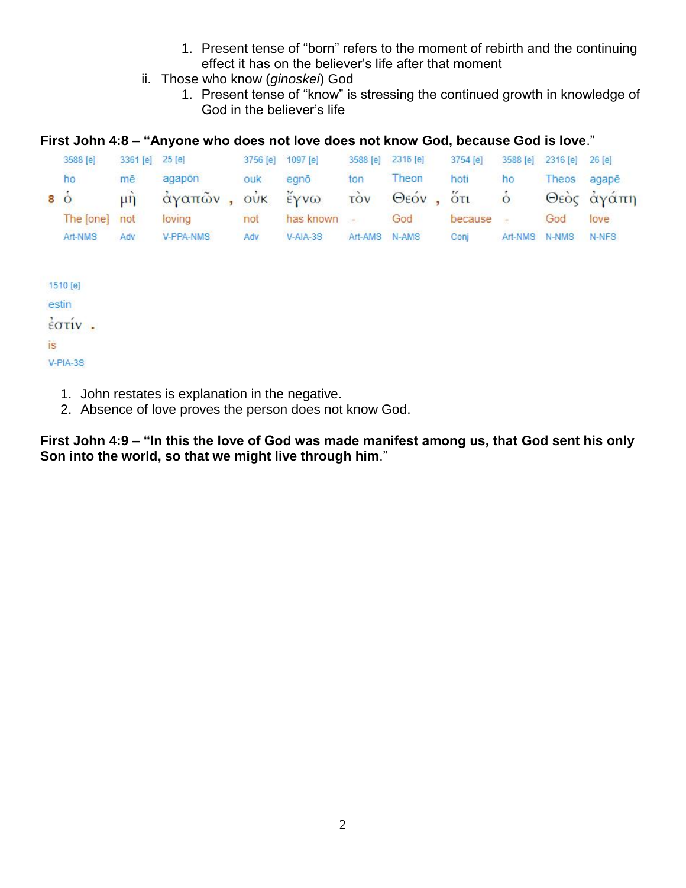1. Present tense of "born" refers to the moment of rebirth and the continuing effect it has on the believer's life after that moment

ii. Those who know (*ginoskei*) God

1. Present tense of "know" is stressing the continued growth in knowledge of God in the believer's life

**First John 4:8 – "Anyone who does not love does not know God, because God is love**."

| | 3588 [e] | 3361 [e] | 25 [e] | | 3756 [e] | 1097 [e] | 3588 [e] | 2316 [e] | | 3754 [e] | 3588 [e] | 2316 [e] | 26 [e] |
|---|---|---|---|---|---|---|---|---|---|---|---|---|---|
| | ho | mē | agapōn | | ouk | egnō | ton | Theon | | hoti | ho | Theos | agapē |
| 8 | ὁ | μὴ | ἀγαπῶν | , | οὐκ | ἔγνω | τὸν | Θεόν | , | ὅτι | ὁ | Θεὸς | ἀγάπη |
| | The [one] | not | loving | | not | has known | - | God | | because | - | God | love |
| | Art-NMS | Adv | V-PPA-NMS | | Adv | V-AIA-3S | Art-AMS | N-AMS | | Conj | Art-NMS | N-NMS | N-NFS |

| 1510 [e] | |
|---|---|
| estin | |
| ἐστίν | . |
| is | |
| V-PIA-3S | |

1. John restates is explanation in the negative.
2. Absence of love proves the person does not know God.

**First John 4:9 – "In this the love of God was made manifest among us, that God sent his only Son into the world, so that we might live through him**."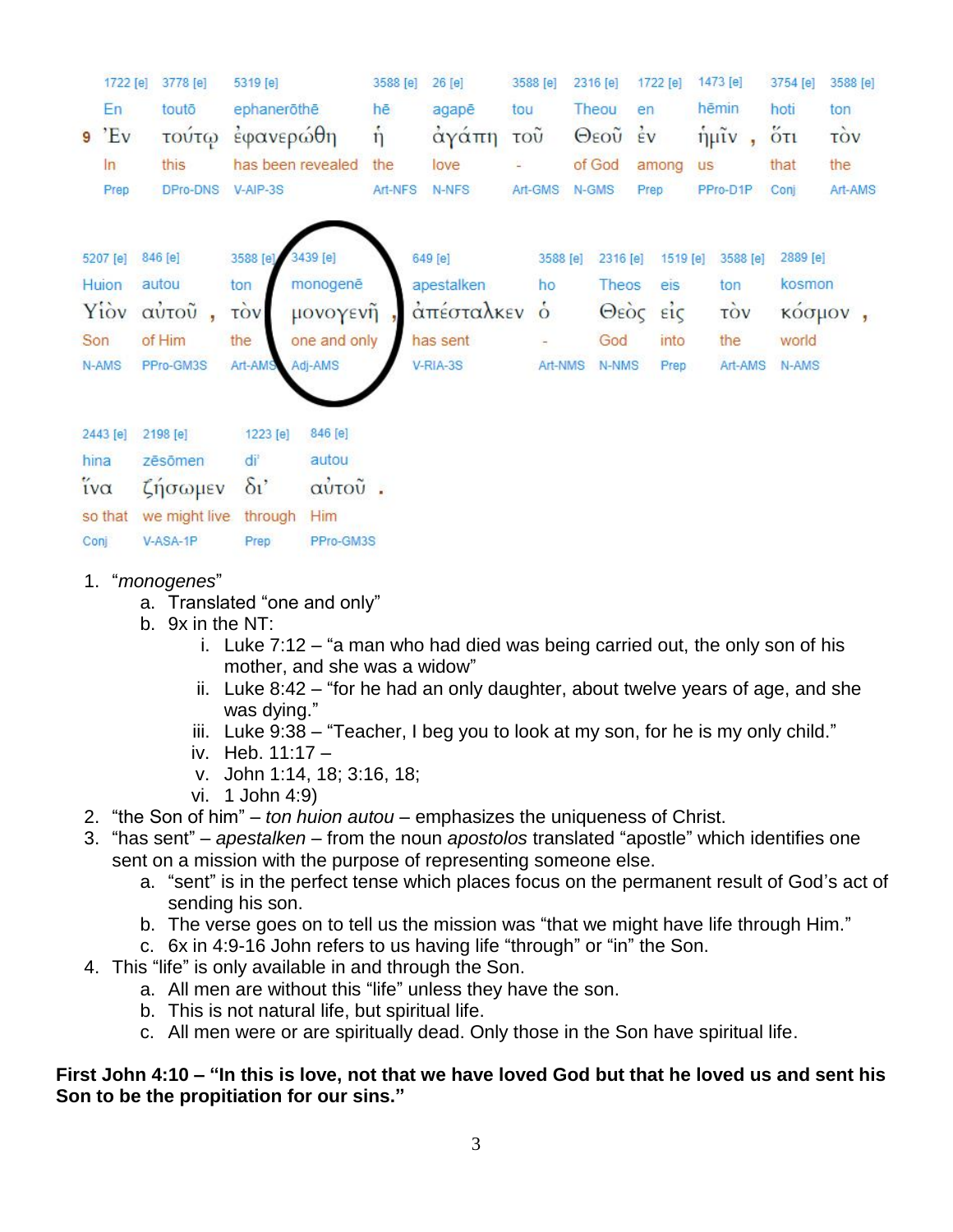| | | | | | | | | | | | | |
|---|---|---|---|---|---|---|---|---|---|---|---|---|
| | 1722 [e] | 3778 [e] | 5319 [e] | 3588 [e] | 26 [e] | 3588 [e] | 2316 [e] | 1722 [e] | 1473 [e] | 3754 [e] | 3588 [e] |
| | En | toutō | ephanerōthē | hē | agapē | tou | Theou | en | hēmin | hoti | ton |
| 9 | Ἐν | τούτῳ | ἐφανερώθη | ἡ | ἀγάπη | τοῦ | Θεοῦ | ἐν | ἡμῖν , | ὅτι | τὸν |
| | In | this | has been revealed | the | love | - | of God | among | us | that | the |
| | Prep | DPro-DNS | V-AIP-3S | Art-NFS | N-NFS | Art-GMS | N-GMS | Prep | PPro-D1P | Conj | Art-AMS |

| | | | | | | | | | |
|---|---|---|---|---|---|---|---|---|---|
| 5207 [e] | 846 [e] | 3588 [e] | 3439 [e] | 649 [e] | 3588 [e] | 2316 [e] | 1519 [e] | 3588 [e] | 2889 [e] |
| Huion | autou | ton | monogenē | apestalken | ho | Theos | eis | ton | kosmon |
| Υἱὸν | αὐτοῦ , | τὸν | μονογενῆ , | ἀπέσταλκεν | ὁ | Θεὸς | εἰς | τὸν | κόσμον , |
| Son | of Him | the | one and only | has sent | - | God | into | the | world |
| N-AMS | PPro-GM3S | Art-AMS | Adj-AMS | V-RIA-3S | Art-NMS | N-NMS | Prep | Art-AMS | N-AMS |

| | | | |
|---|---|---|---|
| 2443 [e] | 2198 [e] | 1223 [e] | 846 [e] |
| hina | zēsōmen | di’ | autou |
| ἵνα | ζήσωμεν | δι’ | αὐτοῦ . |
| so that | we might live | through | Him |
| Conj | V-ASA-1P | Prep | PPro-GM3S |

1. "*monogenes*"
    a. Translated "one and only"
    b. 9x in the NT:
        i. Luke 7:12 – "a man who had died was being carried out, the only son of his mother, and she was a widow"
        ii. Luke 8:42 – "for he had an only daughter, about twelve years of age, and she was dying."
        iii. Luke 9:38 – "Teacher, I beg you to look at my son, for he is my only child."
        iv. Heb. 11:17 –
        v. John 1:14, 18; 3:16, 18;
        vi. 1 John 4:9)
2. "the Son of him" – *ton huion autou* – emphasizes the uniqueness of Christ.
3. "has sent" – *apestalken* – from the noun *apostolos* translated "apostle" which identifies one sent on a mission with the purpose of representing someone else.
    a. "sent" is in the perfect tense which places focus on the permanent result of God's act of sending his son.
    b. The verse goes on to tell us the mission was "that we might have life through Him."
    c. 6x in 4:9-16 John refers to us having life "through" or "in" the Son.
4. This "life" is only available in and through the Son.
    a. All men are without this "life" unless they have the son.
    b. This is not natural life, but spiritual life.
    c. All men were or are spiritually dead. Only those in the Son have spiritual life.

**First John 4:10 – "In this is love, not that we have loved God but that he loved us and sent his Son to be the propitiation for our sins."**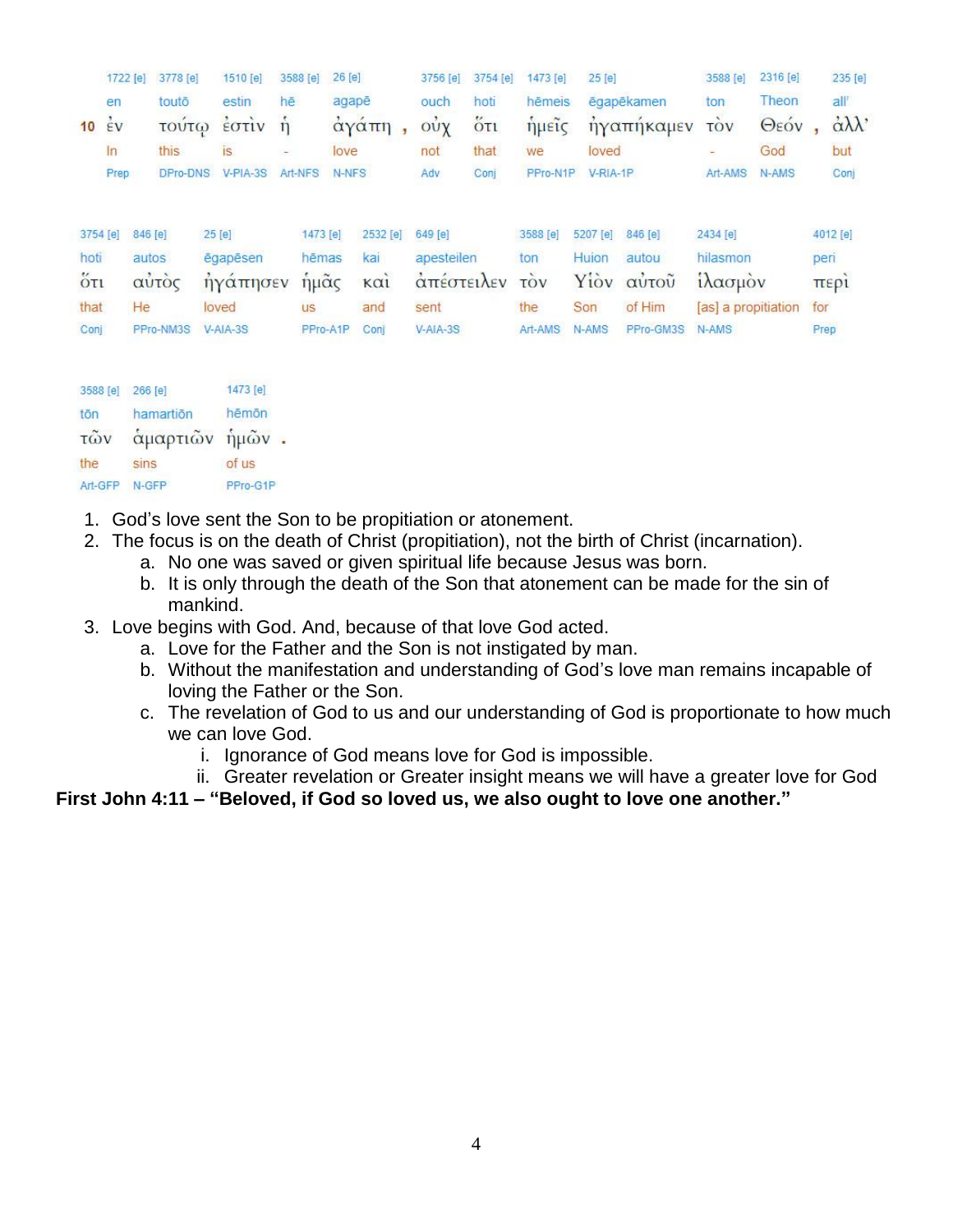| | 1722 [e] | 3778 [e] | 1510 [e] | 3588 [e] | 26 [e] | | 3756 [e] | 3754 [e] | 1473 [e] | 25 [e] | 3588 [e] | 2316 [e] | | 235 [e] |
|---|---|---|---|---|---|---|---|---|---|---|---|---|---|---|
| | en | toutō | estin | hē | agapē | | ouch | hoti | hēmeis | ēgapēkamen | ton | Theon | | all' |
| 10 | ἐν | τούτῳ | ἐστὶν | ἡ | ἀγάπη | , | οὐχ | ὅτι | ἡμεῖς | ἠγαπήκαμεν | τὸν | Θεόν | , | ἀλλ' |
| | In | this | is | - | love | | not | that | we | loved | - | God | | but |
| | Prep | DPro-DNS | V-PIA-3S | Art-NFS | N-NFS | | Adv | Conj | PPro-N1P | V-RIA-1P | Art-AMS | N-AMS | | Conj |

| 3754 [e] | 846 [e] | 25 [e] | 1473 [e] | 2532 [e] | 649 [e] | 3588 [e] | 5207 [e] | 846 [e] | 2434 [e] | 4012 [e] |
|---|---|---|---|---|---|---|---|---|---|---|
| hoti | autos | ēgapēsen | hēmas | kai | apesteilen | ton | Huion | autou | hilasmon | peri |
| ὅτι | αὐτὸς | ἠγάπησεν | ἡμᾶς | καὶ | ἀπέστειλεν | τὸν | Υἱὸν | αὐτοῦ | ἱλασμὸν | περὶ |
| that | He | loved | us | and | sent | the | Son | of Him | [as] a propitiation | for |
| Conj | PPro-NM3S | V-AIA-3S | PPro-A1P | Conj | V-AIA-3S | Art-AMS | N-AMS | PPro-GM3S | N-AMS | Prep |

| 3588 [e] | 266 [e] | 1473 [e] | |
|---|---|---|---|
| tōn | hamartiōn | hēmōn | |
| τῶν | ἁμαρτιῶν | ἡμῶν | . |
| the | sins | of us | |
| Art-GFP | N-GFP | PPro-G1P | |

1. God's love sent the Son to be propitiation or atonement.
2. The focus is on the death of Christ (propitiation), not the birth of Christ (incarnation).
   a. No one was saved or given spiritual life because Jesus was born.
   b. It is only through the death of the Son that atonement can be made for the sin of mankind.
3. Love begins with God. And, because of that love God acted.
   a. Love for the Father and the Son is not instigated by man.
   b. Without the manifestation and understanding of God's love man remains incapable of loving the Father or the Son.
   c. The revelation of God to us and our understanding of God is proportionate to how much we can love God.
      i. Ignorance of God means love for God is impossible.
      ii. Greater revelation or Greater insight means we will have a greater love for God

**First John 4:11 – "Beloved, if God so loved us, we also ought to love one another."**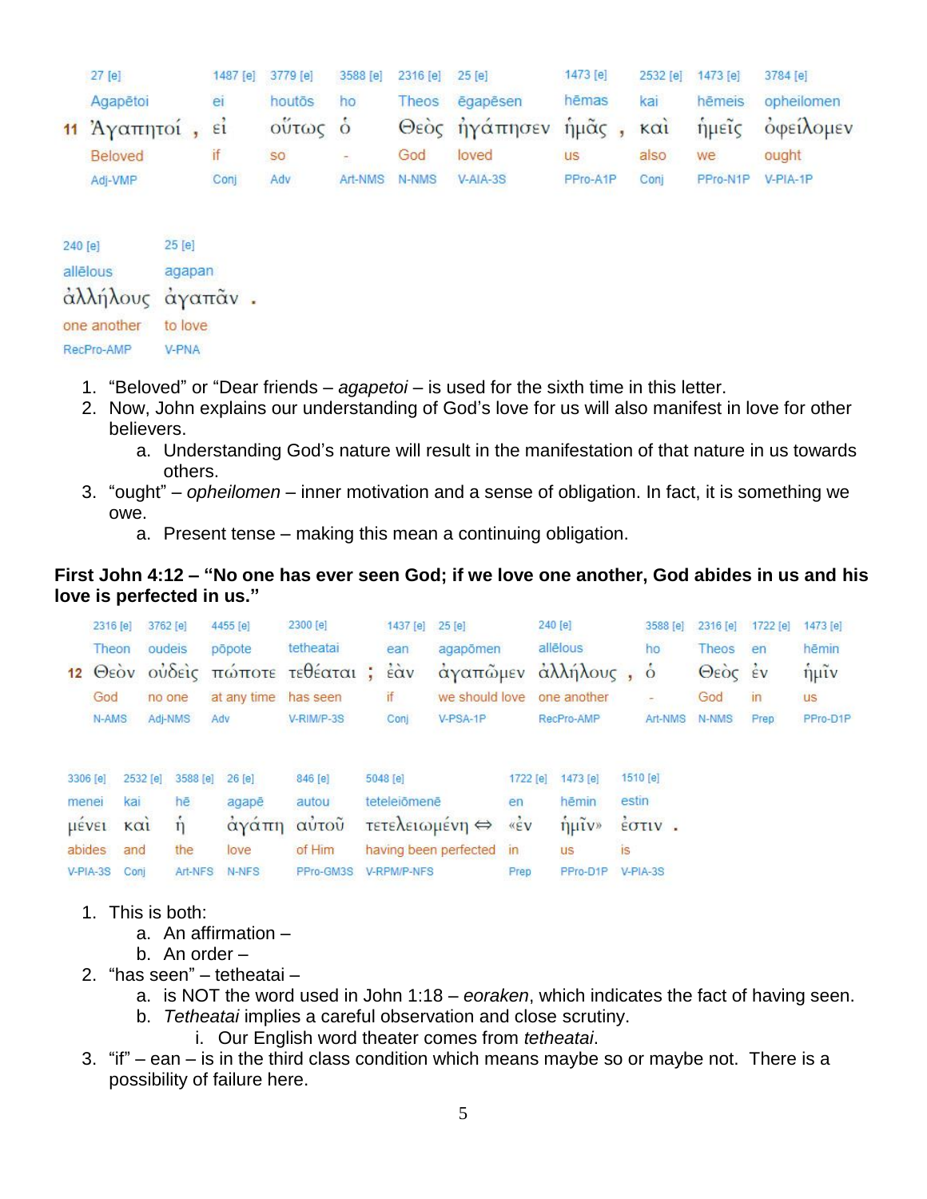| 27 [e] | 1487 [e] | 3779 [e] | 3588 [e] | 2316 [e] | 25 [e] | 1473 [e] | 2532 [e] | 1473 [e] | 3784 [e] |
|---|---|---|---|---|---|---|---|---|---|
| Agapētoi | ei | houtōs | ho | Theos | ēgapēsen | hēmas | kai | hēmeis | opheilomen |
| **11** Ἀγαπητοί , | εἰ | οὕτως | ὁ | Θεὸς | ἠγάπησεν | ἡμᾶς , | καὶ | ἡμεῖς | ὀφείλομεν |
| Beloved | if | so | - | God | loved | us | also | we | ought |
| Adj-VMP | Conj | Adv | Art-NMS | N-NMS | V-AIA-3S | PPro-A1P | Conj | PPro-N1P | V-PIA-1P |

| 240 [e] | 25 [e] |
|---|---|
| allēlous | agapan |
| ἀλλήλους | ἀγαπᾶν . |
| one another | to love |
| RecPro-AMP | V-PNA |

1. "Beloved" or "Dear friends – *agapetoi* – is used for the sixth time in this letter.
2. Now, John explains our understanding of God's love for us will also manifest in love for other believers.
   a. Understanding God's nature will result in the manifestation of that nature in us towards others.
3. "ought" – *opheilomen* – inner motivation and a sense of obligation. In fact, it is something we owe.
   a. Present tense – making this mean a continuing obligation.

**First John 4:12 – "No one has ever seen God; if we love one another, God abides in us and his love is perfected in us."**

| 2316 [e] | 3762 [e] | 4455 [e] | 2300 [e] | 1437 [e] | 25 [e] | 240 [e] | 3588 [e] | 2316 [e] | 1722 [e] | 1473 [e] |
|---|---|---|---|---|---|---|---|---|---|---|
| Theon | oudeis | pōpote | tetheatai | ean | agapōmen | allēlous | ho | Theos | en | hēmin |
| **12** Θεὸν | οὐδεὶς | πώποτε | τεθέαται ; | ἐὰν | ἀγαπῶμεν | ἀλλήλους , | ὁ | Θεὸς | ἐν | ἡμῖν |
| God | no one | at any time | has seen | if | we should love | one another | - | God | in | us |
| N-AMS | Adj-NMS | Adv | V-RIM/P-3S | Conj | V-PSA-1P | RecPro-AMP | Art-NMS | N-NMS | Prep | PPro-D1P |

| 3306 [e] | 2532 [e] | 3588 [e] | 26 [e] | 846 [e] | 5048 [e] | 1722 [e] | 1473 [e] | 1510 [e] |
|---|---|---|---|---|---|---|---|---|
| menei | kai | hē | agapē | autou | teteleiōmenē | en | hēmin | estin |
| μένει | καὶ | ἡ | ἀγάπη | αὐτοῦ | τετελειωμένη ⇔ | «ἐν | ἡμῖν» | ἐστιν . |
| abides | and | the | love | of Him | having been perfected | in | us | is |
| V-PIA-3S | Conj | Art-NFS | N-NFS | PPro-GM3S | V-RPM/P-NFS | Prep | PPro-D1P | V-PIA-3S |

1. This is both:
   a. An affirmation –
   b. An order –
2. "has seen" – tetheatai –
   a. is NOT the word used in John 1:18 – *eoraken*, which indicates the fact of having seen.
   b. *Tetheatai* implies a careful observation and close scrutiny.
      i. Our English word theater comes from *tetheatai*.
3. "if" – ean – is in the third class condition which means maybe so or maybe not. There is a possibility of failure here.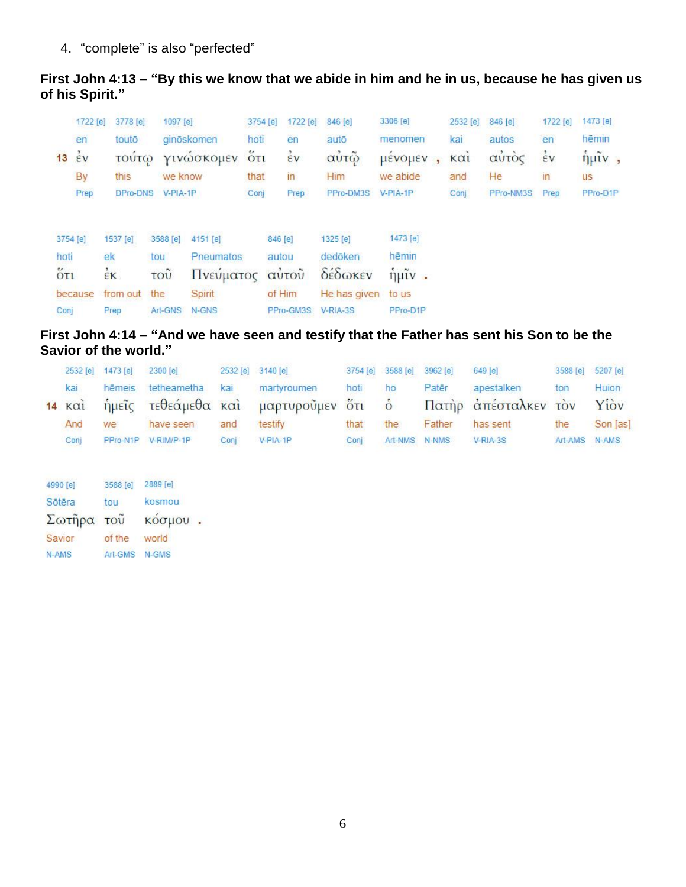4. “complete” is also “perfected”

**First John 4:13 – “By this we know that we abide in him and he in us, because he has given us of his Spirit.”**

| | | | | | | | | | | | | |
|---|---|---|---|---|---|---|---|---|---|---|---|---|
| | 1722 [e] | 3778 [e] | 1097 [e] | 3754 [e] | 1722 [e] | 846 [e] | 3306 [e] | 2532 [e] | 846 [e] | 1722 [e] | 1473 [e] |
| | en | toutō | ginōskomen | hoti | en | autō | menomen | kai | autos | en | hēmin |
| 13 | ἐν | τούτῳ | γινώσκομεν | ὅτι | ἐν | αὐτῷ | μένομεν , | καὶ | αὐτὸς | ἐν | ἡμῖν , |
| | By | this | we know | that | in | Him | we abide | and | He | in | us |
| | Prep | DPro-DNS | V-PIA-1P | Conj | Prep | PPro-DM3S | V-PIA-1P | Conj | PPro-NM3S | Prep | PPro-D1P |

| | | | | | | |
|---|---|---|---|---|---|---|
| 3754 [e] | 1537 [e] | 3588 [e] | 4151 [e] | 846 [e] | 1325 [e] | 1473 [e] |
| hoti | ek | tou | Pneumatos | autou | dedōken | hēmin |
| ὅτι | ἐκ | τοῦ | Πνεύματος | αὐτοῦ | δέδωκεν | ἡμῖν . |
| because | from out | the | Spirit | of Him | He has given | to us |
| Conj | Prep | Art-GNS | N-GNS | PPro-GM3S | V-RIA-3S | PPro-D1P |

**First John 4:14 – “And we have seen and testify that the Father has sent his Son to be the Savior of the world.”**

| | | | | | | | | | | | |
|---|---|---|---|---|---|---|---|---|---|---|---|
| | 2532 [e] | 1473 [e] | 2300 [e] | 2532 [e] | 3140 [e] | 3754 [e] | 3588 [e] | 3962 [e] | 649 [e] | 3588 [e] | 5207 [e] |
| | kai | hēmeis | tetheametha | kai | martyroumen | hoti | ho | Patēr | apestalken | ton | Huion |
| 14 | καὶ | ἡμεῖς | τεθεάμεθα | καὶ | μαρτυροῦμεν | ὅτι | ὁ | Πατὴρ | ἀπέσταλκεν | τὸν | Υἱὸν |
| | And | we | have seen | and | testify | that | the | Father | has sent | the | Son [as] |
| | Conj | PPro-N1P | V-RIM/P-1P | Conj | V-PIA-1P | Conj | Art-NMS | N-NMS | V-RIA-3S | Art-AMS | N-AMS |

| | | |
|---|---|---|
| 4990 [e] | 3588 [e] | 2889 [e] |
| Sōtēra | tou | kosmou |
| Σωτῆρα | τοῦ | κόσμου . |
| Savior | of the | world |
| N-AMS | Art-GMS | N-GMS |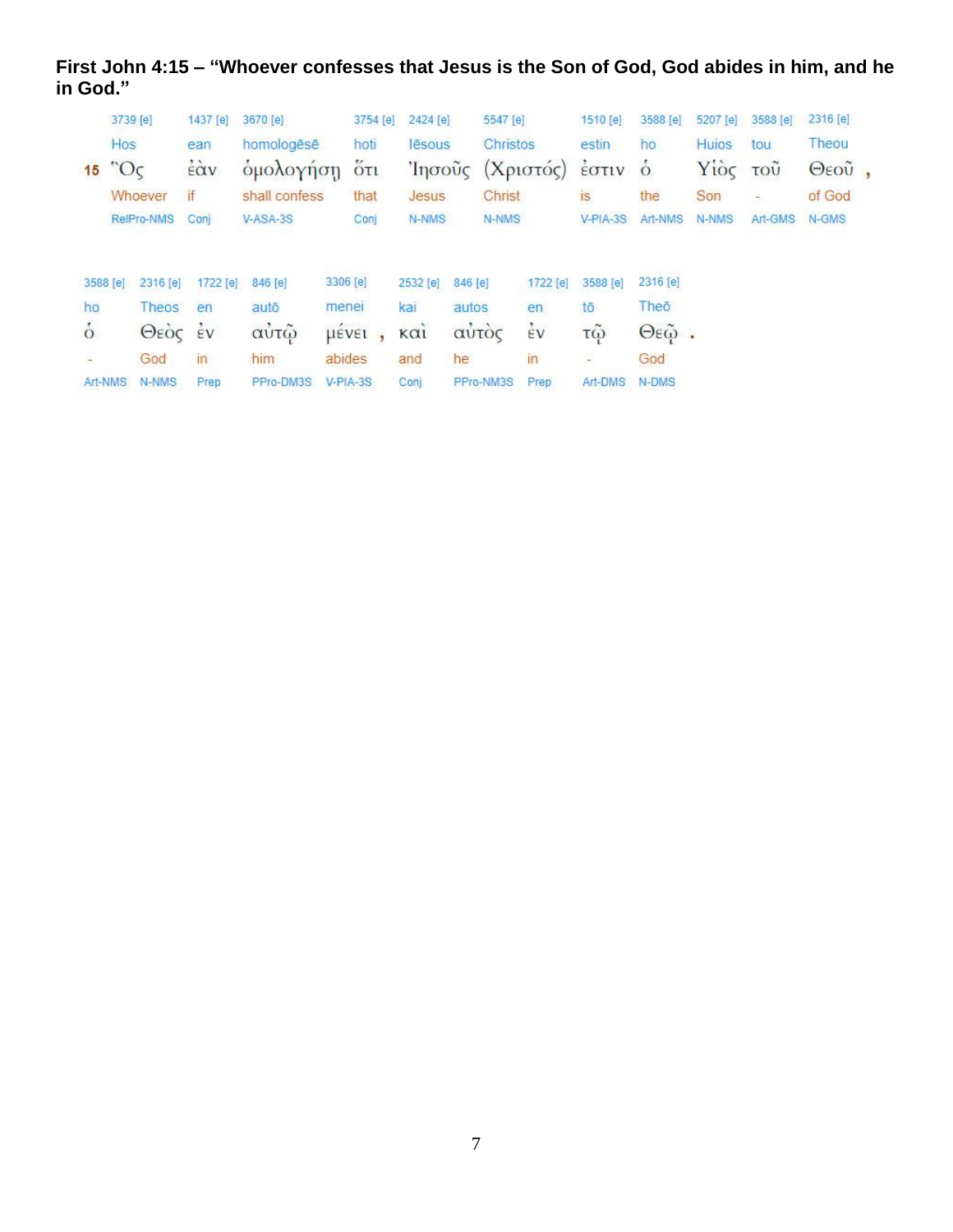**First John 4:15 – "Whoever confesses that Jesus is the Son of God, God abides in him, and he in God."**

| | | | | | | | | | | | |
|---|---|---|---|---|---|---|---|---|---|---|---|
| | 3739 [e] | 1437 [e] | 3670 [e] | 3754 [e] | 2424 [e] | 5547 [e] | 1510 [e] | 3588 [e] | 5207 [e] | 3588 [e] | 2316 [e] |
| | Hos | ean | homologēsē | hoti | Iēsous | Christos | estin | ho | Huios | tou | Theou |
| 15 | Ὃς | ἐὰν | ὁμολογήσῃ | ὅτι | Ἰησοῦς | (Χριστός) | ἐστιν | ὁ | Υἱὸς | τοῦ | Θεοῦ , |
| | Whoever | if | shall confess | that | Jesus | Christ | is | the | Son | - | of God |
| | RelPro-NMS | Conj | V-ASA-3S | Conj | N-NMS | N-NMS | V-PIA-3S | Art-NMS | N-NMS | Art-GMS | N-GMS |

| | | | | | | | | | | |
|---|---|---|---|---|---|---|---|---|---|---|
| 3588 [e] | 2316 [e] | 1722 [e] | 846 [e] | 3306 [e] | 2532 [e] | 846 [e] | 1722 [e] | 3588 [e] | 2316 [e] |
| ho | Theos | en | autō | menei | kai | autos | en | tō | Theō |
| ὁ | Θεὸς | ἐν | αὐτῷ | μένει , | καὶ | αὐτὸς | ἐν | τῷ | Θεῷ . |
| - | God | in | him | abides | and | he | in | - | God |
| Art-NMS | N-NMS | Prep | PPro-DM3S | V-PIA-3S | Conj | PPro-NM3S | Prep | Art-DMS | N-DMS |